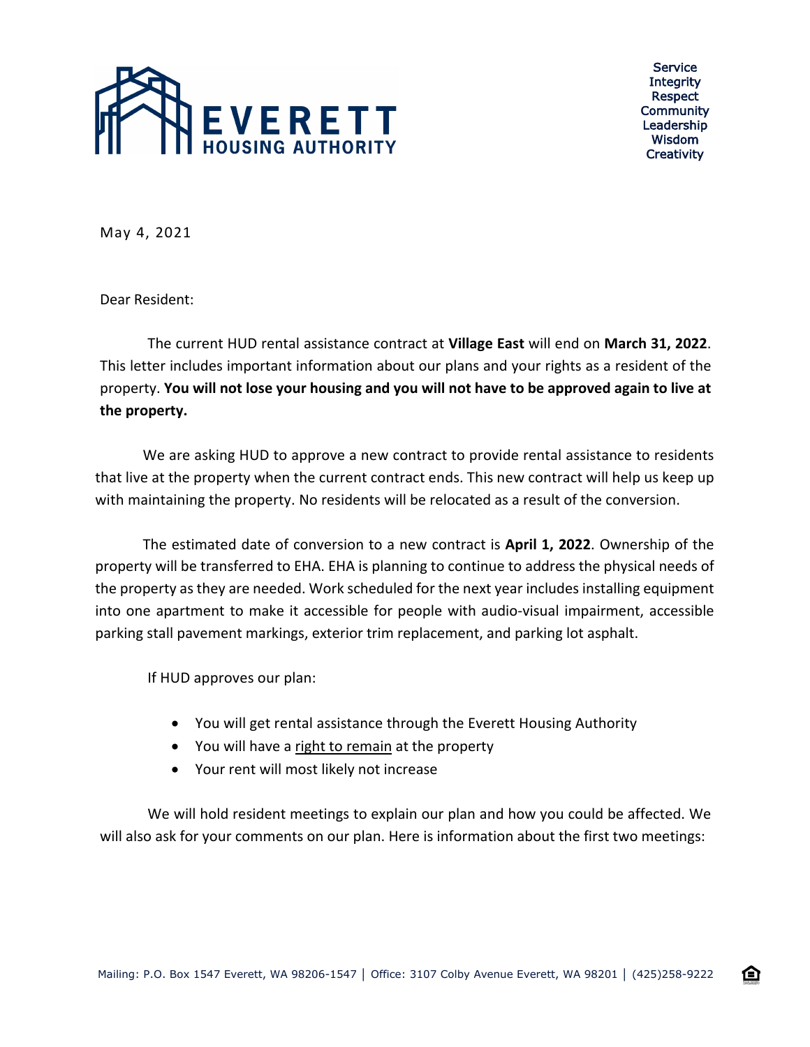**EVERETT HOUSING AUTHORITY**

Service
Integrity
Respect
Community
Leadership
Wisdom
Creativity

May 4, 2021

Dear Resident:

The current HUD rental assistance contract at **Village East** will end on **March 31, 2022**. This letter includes important information about our plans and your rights as a resident of the property. **You will not lose your housing and you will not have to be approved again to live at the property.**

We are asking HUD to approve a new contract to provide rental assistance to residents that live at the property when the current contract ends. This new contract will help us keep up with maintaining the property. No residents will be relocated as a result of the conversion.

The estimated date of conversion to a new contract is **April 1, 2022**. Ownership of the property will be transferred to EHA. EHA is planning to continue to address the physical needs of the property as they are needed. Work scheduled for the next year includes installing equipment into one apartment to make it accessible for people with audio-visual impairment, accessible parking stall pavement markings, exterior trim replacement, and parking lot asphalt.

If HUD approves our plan:

- You will get rental assistance through the Everett Housing Authority
- You will have a <u>right to remain</u> at the property
- Your rent will most likely not increase

We will hold resident meetings to explain our plan and how you could be affected. We will also ask for your comments on our plan. Here is information about the first two meetings:

Mailing: P.O. Box 1547 Everett, WA 98206-1547 | Office: 3107 Colby Avenue Everett, WA 98201 | (425)258-9222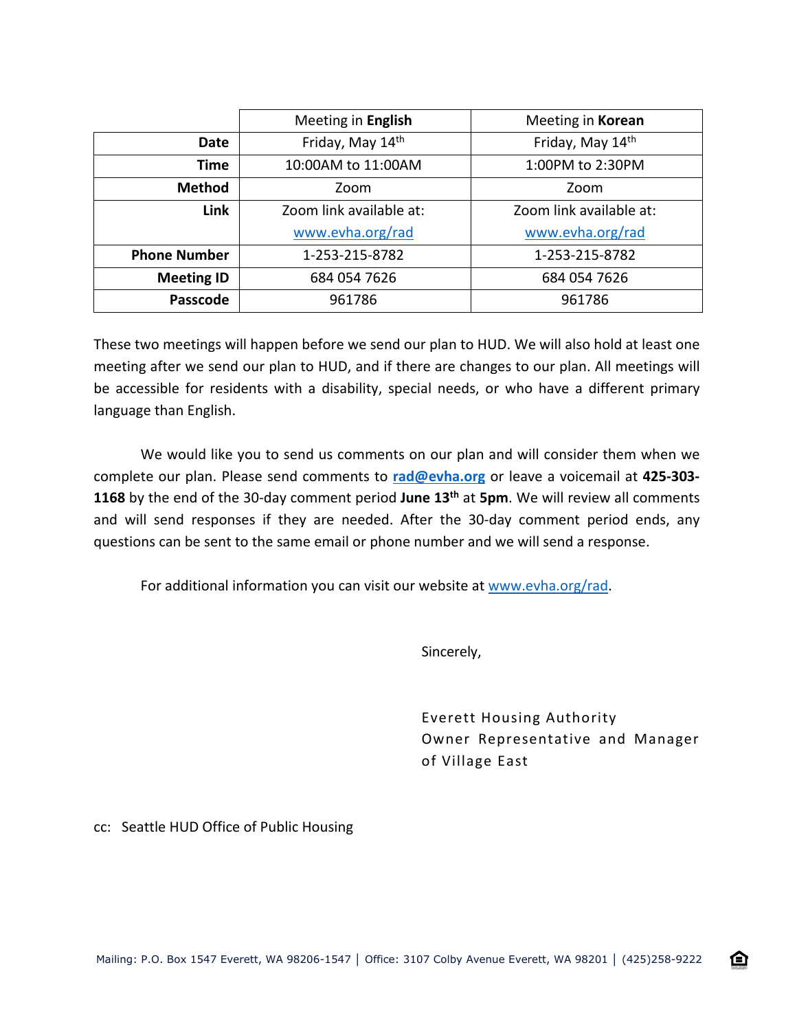| | Meeting in **English** | Meeting in **Korean** |
|---|---|---|
| **Date** | Friday, May 14th | Friday, May 14th |
| **Time** | 10:00AM to 11:00AM | 1:00PM to 2:30PM |
| **Method** | Zoom | Zoom |
| **Link** | Zoom link available at: www.evha.org/rad | Zoom link available at: www.evha.org/rad |
| **Phone Number** | 1-253-215-8782 | 1-253-215-8782 |
| **Meeting ID** | 684 054 7626 | 684 054 7626 |
| **Passcode** | 961786 | 961786 |

These two meetings will happen before we send our plan to HUD. We will also hold at least one meeting after we send our plan to HUD, and if there are changes to our plan. All meetings will be accessible for residents with a disability, special needs, or who have a different primary language than English.

We would like you to send us comments on our plan and will consider them when we complete our plan. Please send comments to **rad@evha.org** or leave a voicemail at **425-303-1168** by the end of the 30-day comment period **June 13th** at **5pm**. We will review all comments and will send responses if they are needed. After the 30-day comment period ends, any questions can be sent to the same email or phone number and we will send a response.

For additional information you can visit our website at www.evha.org/rad.

Sincerely,

Everett Housing Authority
Owner Representative and Manager
of Village East

cc: Seattle HUD Office of Public Housing

Mailing: P.O. Box 1547 Everett, WA 98206-1547 | Office: 3107 Colby Avenue Everett, WA 98201 | (425)258-9222